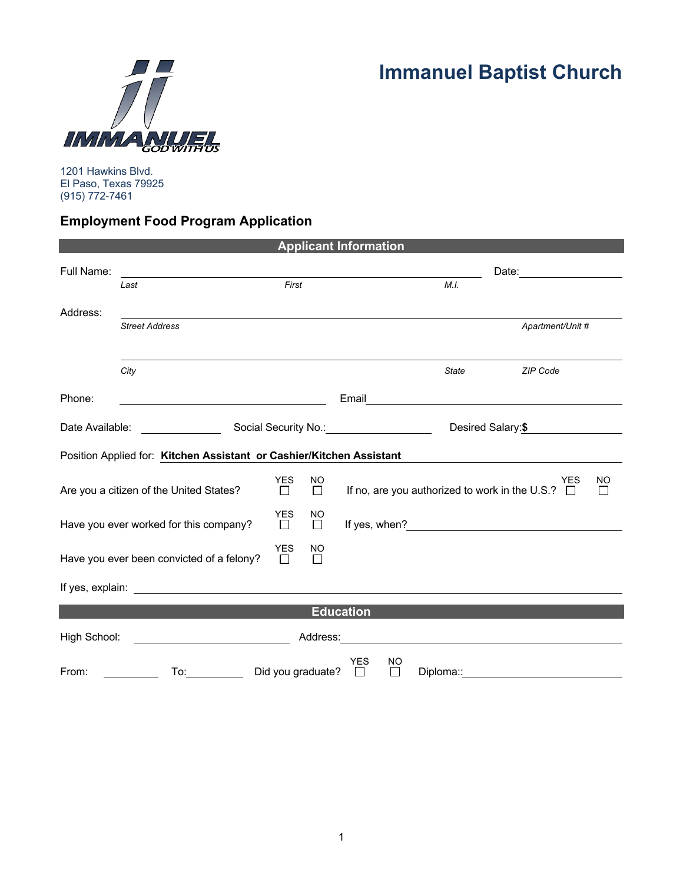# Immanuel Baptist Church

1201 Hawkins Blvd.
El Paso, Texas 79925
(915) 772-7461

## Employment Food Program Application

### Applicant Information

Full Name: ______________________________ Date: __________

*Last* *First* *M.I.*

Address: ______________________________

*Street Address* *Apartment/Unit #*

______________________________

*City* *State* *ZIP Code*

Phone: ______________ Email ______________

Date Available: __________ Social Security No.: __________ Desired Salary: **$** __________

Position Applied for: **Kitchen Assistant or Cashier/Kitchen Assistant**

Are you a citizen of the United States? YES ☐ NO ☐ If no, are you authorized to work in the U.S.? YES ☐ NO ☐

Have you ever worked for this company? YES ☐ NO ☐ If yes, when? __________

Have you ever been convicted of a felony? YES ☐ NO ☐

If yes, explain: ______________________________

### Education

High School: ______________ Address: ______________

From: ________ To: ________ Did you graduate? YES ☐ NO ☐ Diploma:: __________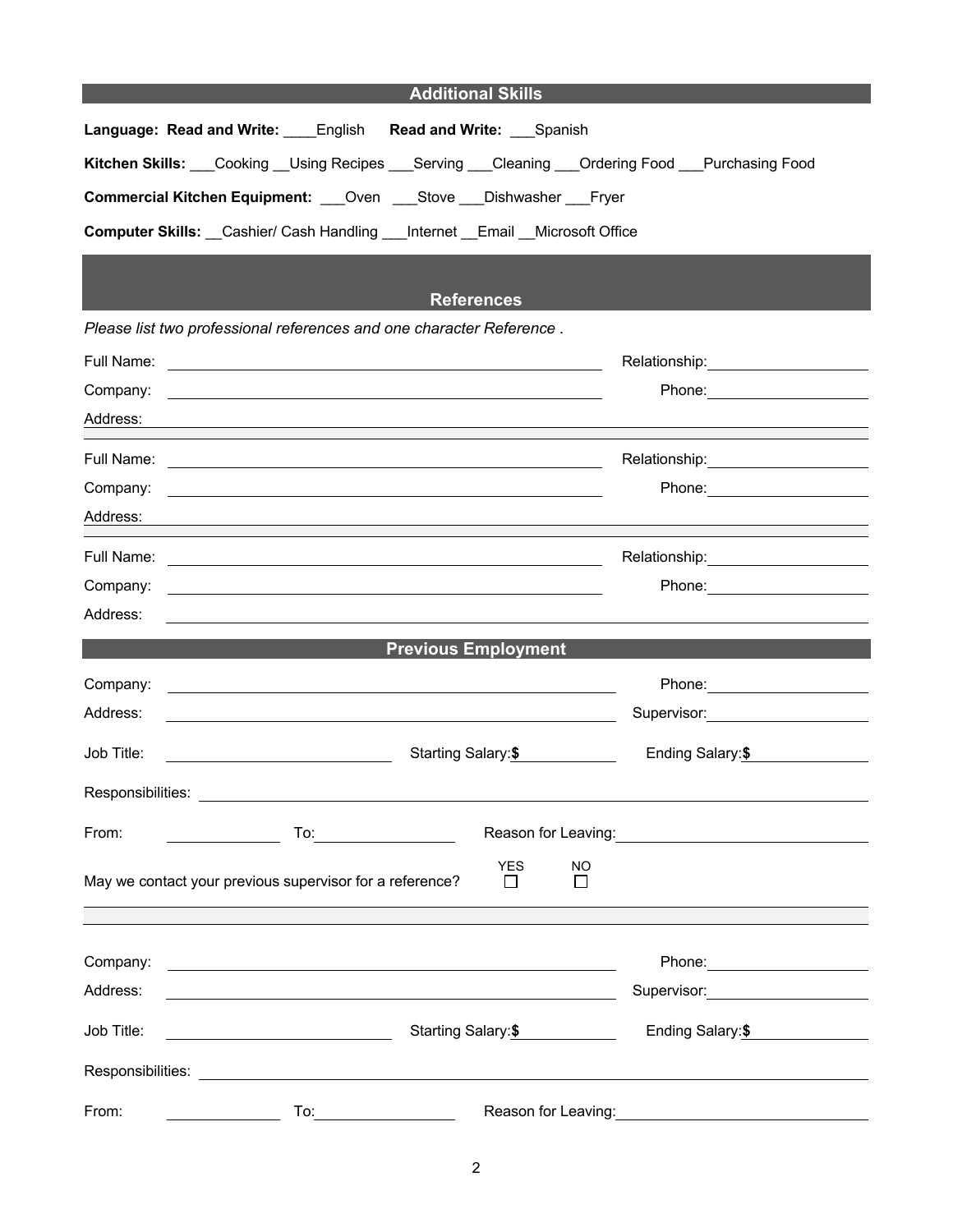## Additional Skills

**Language: Read and Write:** ____English **Read and Write:** ___Spanish

**Kitchen Skills:** ___Cooking __Using Recipes ___Serving ___Cleaning ___Ordering Food ___Purchasing Food

**Commercial Kitchen Equipment:** ___Oven ___Stove ___Dishwasher ___Fryer

**Computer Skills:** __Cashier/ Cash Handling ___Internet __Email __Microsoft Office

## References

*Please list two professional references and one character Reference .*

Full Name: ______________________________ Relationship: ______________

Company: ______________________________ Phone: ______________

Address: ______________________________________________________________

Full Name: ______________________________ Relationship: ______________

Company: ______________________________ Phone: ______________

Address: ______________________________________________________________

Full Name: ______________________________ Relationship: ______________

Company: ______________________________ Phone: ______________

Address: ______________________________________________________________

## Previous Employment

Company: ______________________________ Phone: ______________

Address: ______________________________ Supervisor: ______________

Job Title: ______________ Starting Salary: **$**__________ Ending Salary: **$**__________

Responsibilities: ______________________________________________________

From: __________ To: __________ Reason for Leaving: ______________________

May we contact your previous supervisor for a reference? YES ☐ NO ☐

Company: ______________________________ Phone: ______________

Address: ______________________________ Supervisor: ______________

Job Title: ______________ Starting Salary: **$**__________ Ending Salary: **$**__________

Responsibilities: ______________________________________________________

From: __________ To: __________ Reason for Leaving: ______________________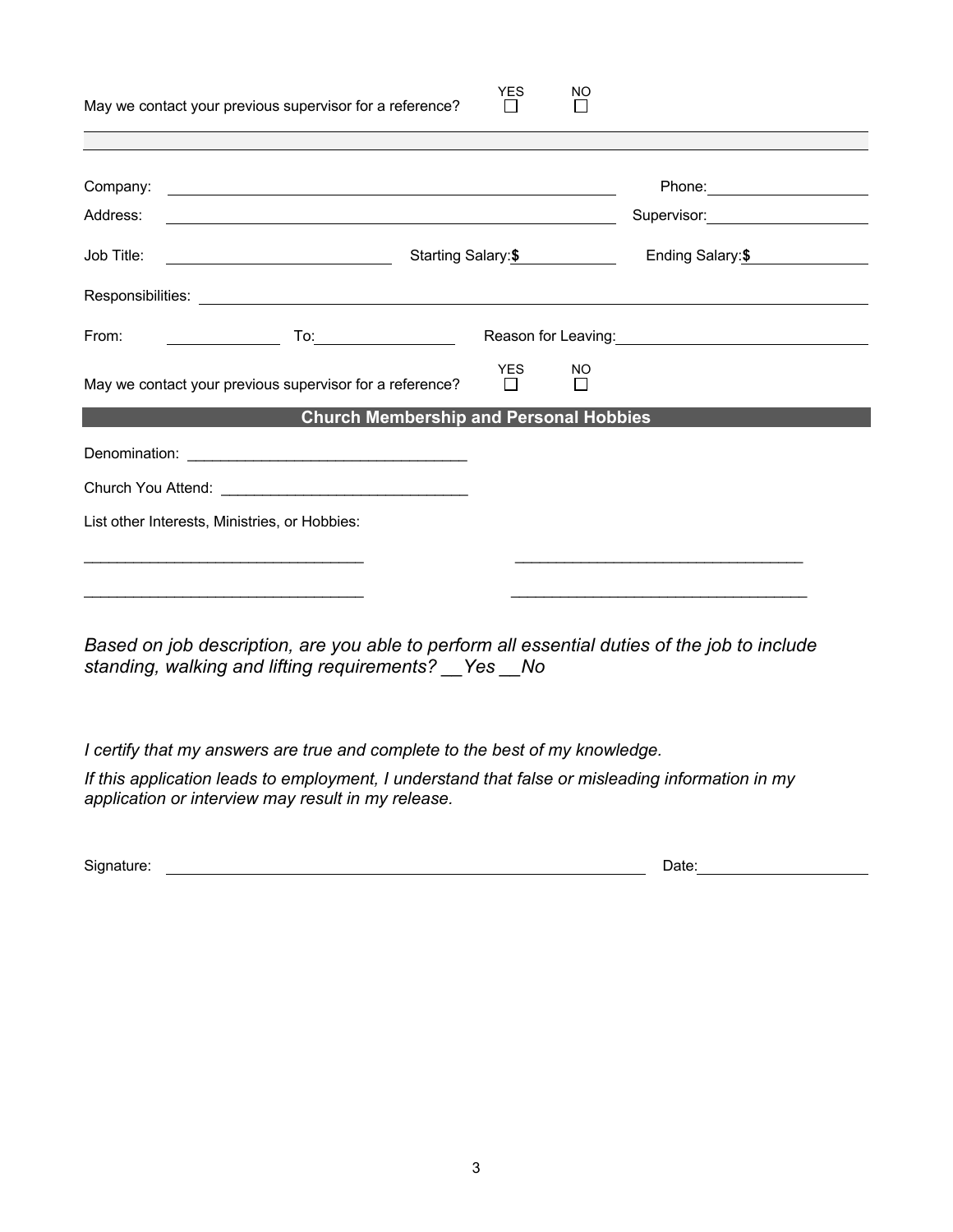May we contact your previous supervisor for a reference? YES ☐ NO ☐

---

Company: ______________________________ Phone: ______________

Address: ______________________________ Supervisor: ______________

Job Title: ______________ Starting Salary: $ ________ Ending Salary: $ ________

Responsibilities: ______________________________________________

From: ________ To: ________ Reason for Leaving: ______________________

May we contact your previous supervisor for a reference? YES ☐ NO ☐

## Church Membership and Personal Hobbies

Denomination: ________________________________

Church You Attend: ____________________________

List other Interests, Ministries, or Hobbies:

_________________________________ _________________________________

_________________________________ _________________________________

*Based on job description, are you able to perform all essential duties of the job to include standing, walking and lifting requirements? __Yes __No*

*I certify that my answers are true and complete to the best of my knowledge.*

*If this application leads to employment, I understand that false or misleading information in my application or interview may result in my release.*

Signature: ______________________________________ Date: ______________